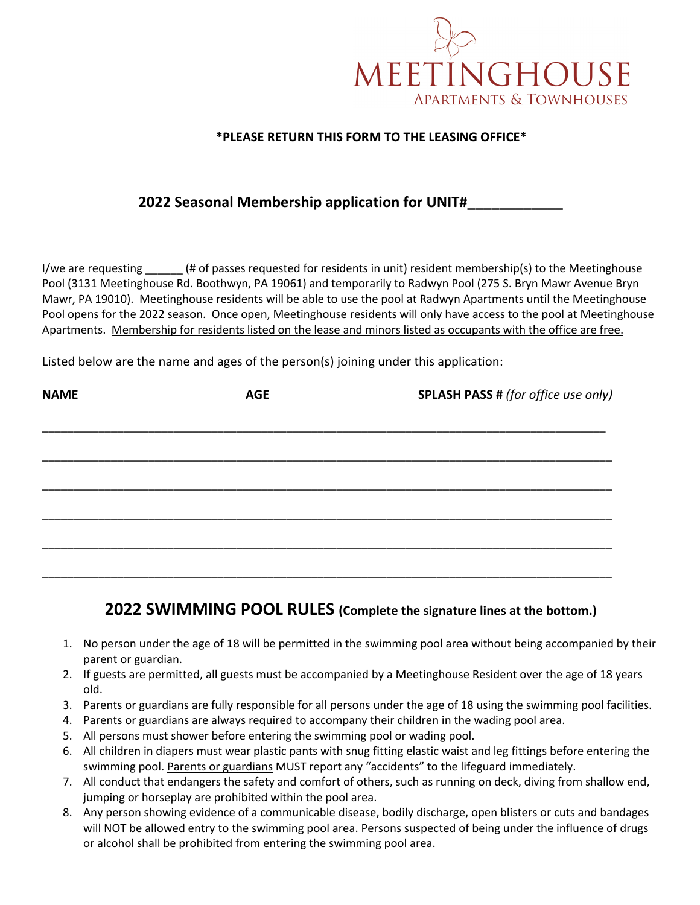MEETINGHOUSE
APARTMENTS & TOWNHOUSES

**\*PLEASE RETURN THIS FORM TO THE LEASING OFFICE\***

## 2022 Seasonal Membership application for UNIT#____________

I/we are requesting ______ (# of passes requested for residents in unit) resident membership(s) to the Meetinghouse Pool (3131 Meetinghouse Rd. Boothwyn, PA 19061) and temporarily to Radwyn Pool (275 S. Bryn Mawr Avenue Bryn Mawr, PA 19010). Meetinghouse residents will be able to use the pool at Radwyn Apartments until the Meetinghouse Pool opens for the 2022 season. Once open, Meetinghouse residents will only have access to the pool at Meetinghouse Apartments. <u>Membership for residents listed on the lease and minors listed as occupants with the office are free.</u>

Listed below are the name and ages of the person(s) joining under this application:

| NAME | AGE | SPLASH PASS # *(for office use only)* |
|---|---|---|
| | | |
| | | |
| | | |
| | | |
| | | |
| | | |

## 2022 SWIMMING POOL RULES (Complete the signature lines at the bottom.)

1. No person under the age of 18 will be permitted in the swimming pool area without being accompanied by their parent or guardian.
2. If guests are permitted, all guests must be accompanied by a Meetinghouse Resident over the age of 18 years old.
3. Parents or guardians are fully responsible for all persons under the age of 18 using the swimming pool facilities.
4. Parents or guardians are always required to accompany their children in the wading pool area.
5. All persons must shower before entering the swimming pool or wading pool.
6. All children in diapers must wear plastic pants with snug fitting elastic waist and leg fittings before entering the swimming pool. <u>Parents or guardians</u> MUST report any "accidents" to the lifeguard immediately.
7. All conduct that endangers the safety and comfort of others, such as running on deck, diving from shallow end, jumping or horseplay are prohibited within the pool area.
8. Any person showing evidence of a communicable disease, bodily discharge, open blisters or cuts and bandages will NOT be allowed entry to the swimming pool area. Persons suspected of being under the influence of drugs or alcohol shall be prohibited from entering the swimming pool area.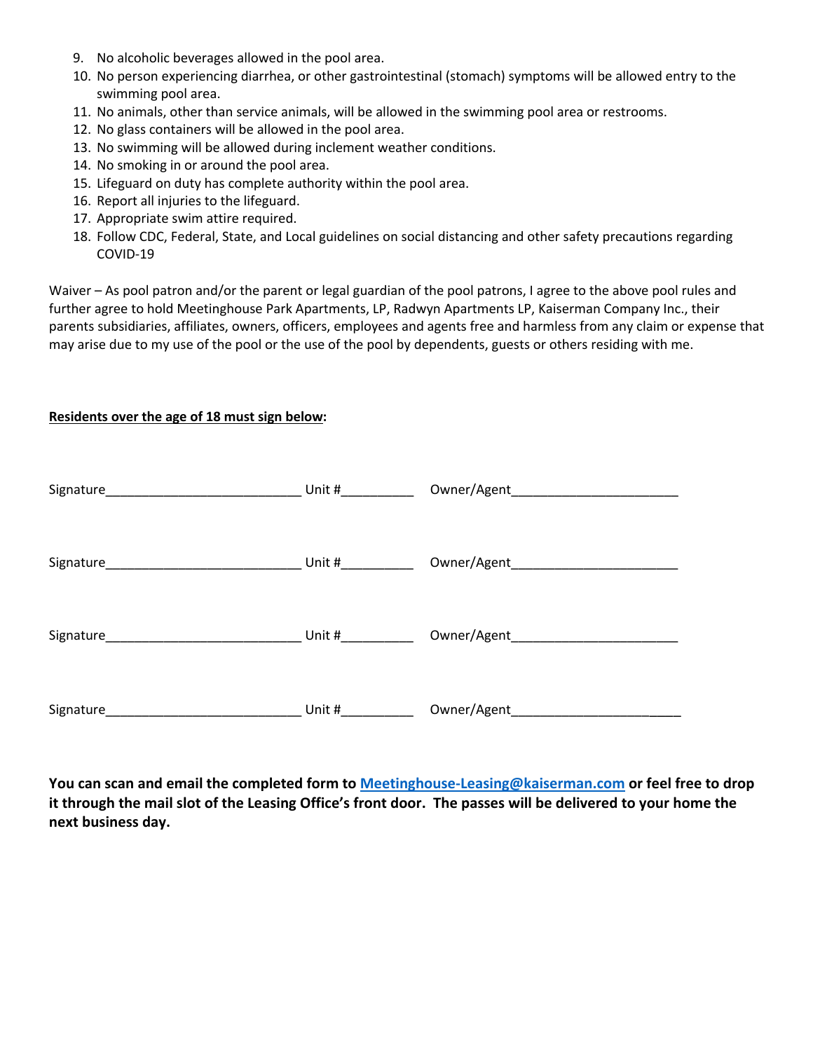9. No alcoholic beverages allowed in the pool area.
10. No person experiencing diarrhea, or other gastrointestinal (stomach) symptoms will be allowed entry to the swimming pool area.
11. No animals, other than service animals, will be allowed in the swimming pool area or restrooms.
12. No glass containers will be allowed in the pool area.
13. No swimming will be allowed during inclement weather conditions.
14. No smoking in or around the pool area.
15. Lifeguard on duty has complete authority within the pool area.
16. Report all injuries to the lifeguard.
17. Appropriate swim attire required.
18. Follow CDC, Federal, State, and Local guidelines on social distancing and other safety precautions regarding COVID-19

Waiver – As pool patron and/or the parent or legal guardian of the pool patrons, I agree to the above pool rules and further agree to hold Meetinghouse Park Apartments, LP, Radwyn Apartments LP, Kaiserman Company Inc., their parents subsidiaries, affiliates, owners, officers, employees and agents free and harmless from any claim or expense that may arise due to my use of the pool or the use of the pool by dependents, guests or others residing with me.

**Residents over the age of 18 must sign below:**

Signature__________________________ Unit #_________ Owner/Agent______________________

Signature__________________________ Unit #_________ Owner/Agent______________________

Signature__________________________ Unit #_________ Owner/Agent______________________

Signature__________________________ Unit #_________ Owner/Agent______________________

**You can scan and email the completed form to Meetinghouse-Leasing@kaiserman.com or feel free to drop it through the mail slot of the Leasing Office's front door. The passes will be delivered to your home the next business day.**